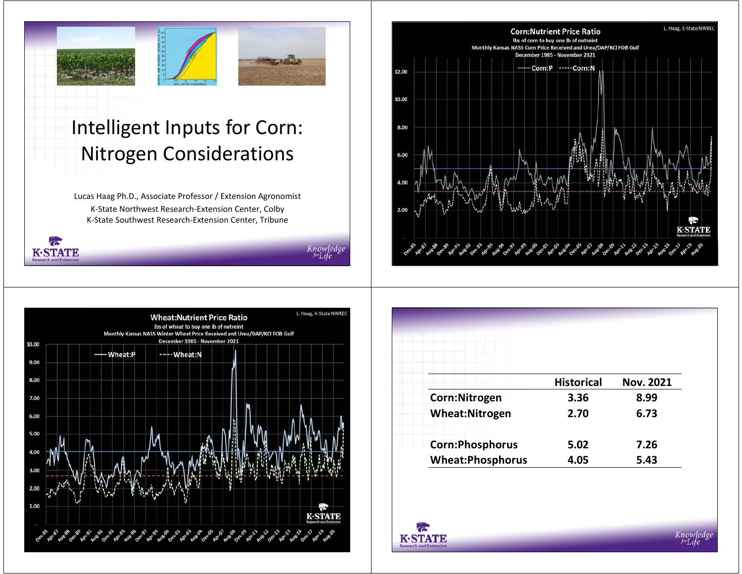# Intelligent Inputs for Corn: Nitrogen Considerations

Lucas Haag Ph.D., Associate Professor / Extension Agronomist
K-State Northwest Research-Extension Center, Colby
K-State Southwest Research-Extension Center, Tribune

## Corn:Nutrient Price Ratio

lbs of corn to buy one lb of nutreint
Monthly Kansas NASS Corn Price Received and Urea/DAP/KCl FOB Gulf
December 1985 - November 2021

L. Haag, K-State NWREC

## Wheat:Nutrient Price Ratio

lbs of wheat to buy one lb of nutreint
Monthly Kansas NASS Winter Wheat Price Received and Urea/DAP/KCl FOB Gulf
December 1985 - November 2021

L. Haag, K-State NWREC

| | Historical | Nov. 2021 |
|---|---|---|
| **Corn:Nitrogen** | 3.36 | 8.99 |
| **Wheat:Nitrogen** | 2.70 | 6.73 |
| | | |
| **Corn:Phosphorus** | 5.02 | 7.26 |
| **Wheat:Phosphorus** | 4.05 | 5.43 |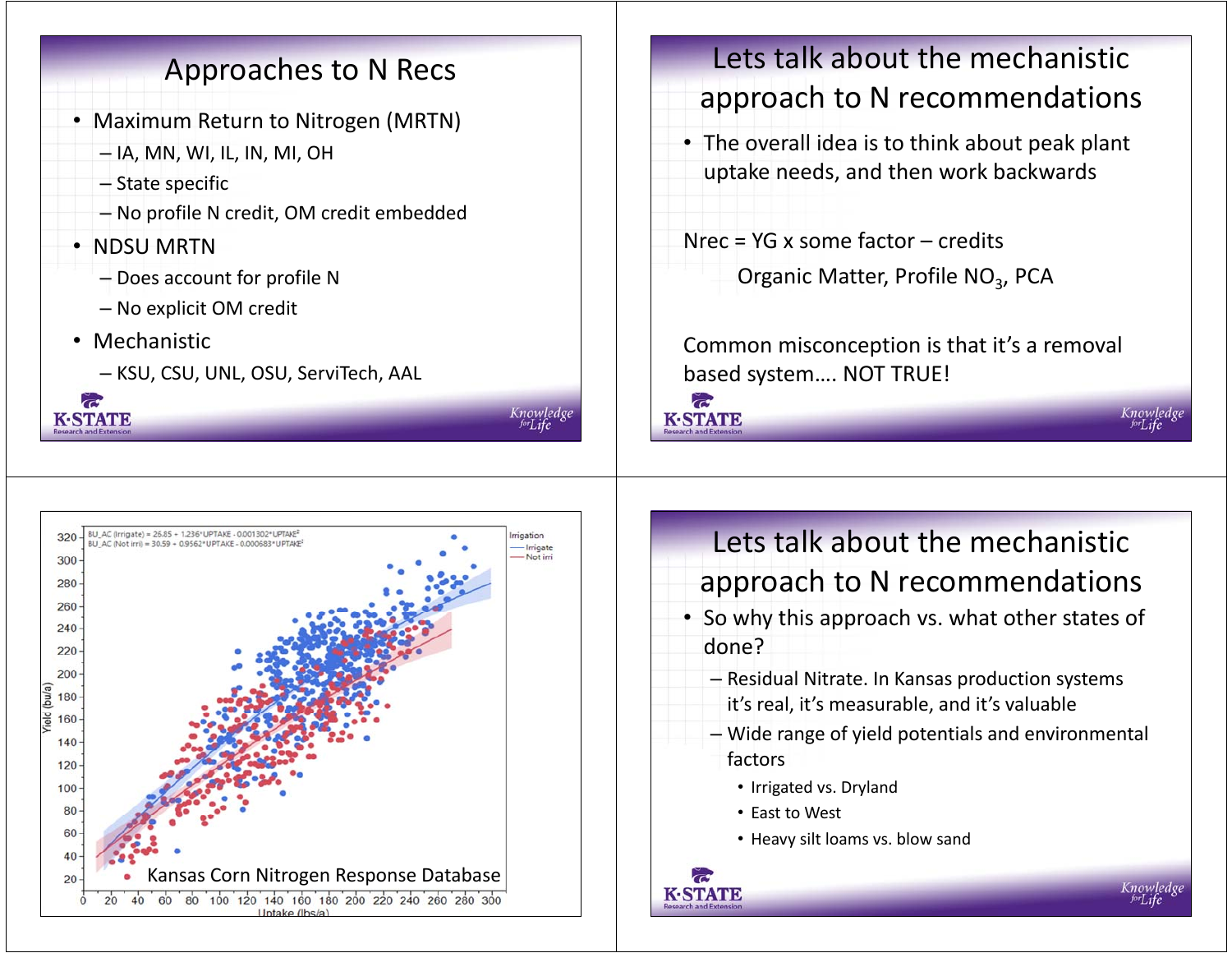## Approaches to N Recs

- Maximum Return to Nitrogen (MRTN)
  - IA, MN, WI, IL, IN, MI, OH
  - State specific
  - No profile N credit, OM credit embedded
- NDSU MRTN
  - Does account for profile N
  - No explicit OM credit
- Mechanistic
  - KSU, CSU, UNL, OSU, ServiTech, AAL

## Lets talk about the mechanistic approach to N recommendations

- The overall idea is to think about peak plant uptake needs, and then work backwards

Nrec = YG x some factor – credits

Organic Matter, Profile $NO_3$, PCA

Common misconception is that it's a removal based system…. NOT TRUE!

Kansas Corn Nitrogen Response Database

BU_AC (Irrigate) = 26.85 + 1.236*UPTAKE - 0.001302*UPTAKE$^2$

BU_AC (Not irri) = 30.59 + 0.9562*UPTAKE - 0.000683*UPTAKE$^2$

Irrigation: Irrigate, Not irri

Yield (bu/a) vs. Uptake (lbs/a)

## Lets talk about the mechanistic approach to N recommendations

- So why this approach vs. what other states of done?
  - Residual Nitrate. In Kansas production systems it's real, it's measurable, and it's valuable
  - Wide range of yield potentials and environmental factors
    - Irrigated vs. Dryland
    - East to West
    - Heavy silt loams vs. blow sand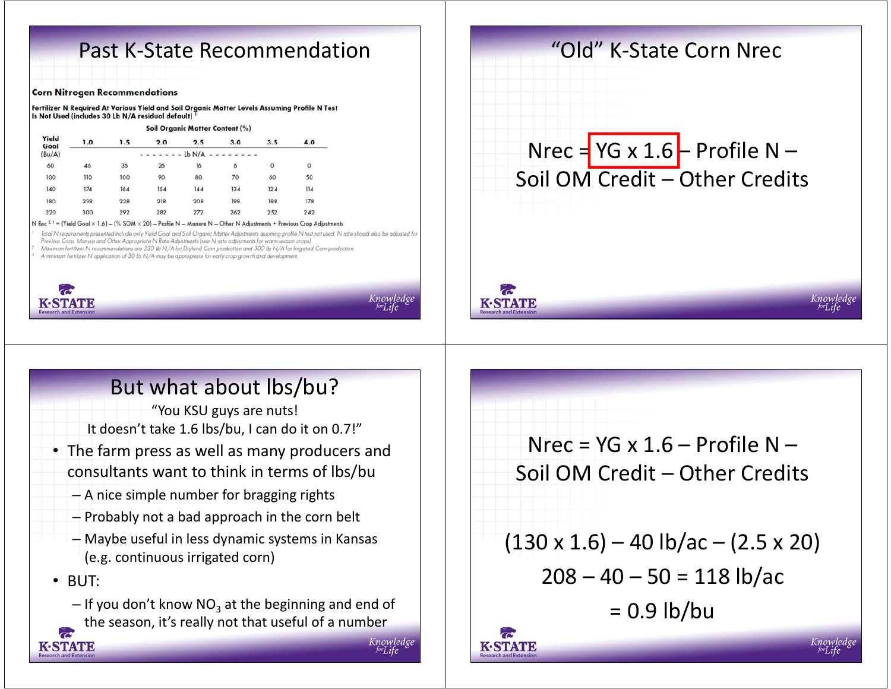# Past K-State Recommendation

**Corn Nitrogen Recommendations**

**Fertilizer N Required At Various Yield and Soil Organic Matter Levels Assuming Profile N Test Is Not Used (includes 30 Lb N/A residual default)** [1]

| Yield Goal (Bu/A) | Soil Organic Matter Content (%) | | | | | | |
|---|---|---|---|---|---|---|---|
| | 1.0 | 1.5 | 2.0 | 2.5 | 3.0 | 3.5 | 4.0 |
| | lb N/A | | | | | | |
| 60 | 46 | 36 | 26 | 16 | 6 | 0 | 0 |
| 100 | 110 | 100 | 90 | 80 | 70 | 60 | 50 |
| 140 | 174 | 164 | 154 | 144 | 134 | 124 | 114 |
| 180 | 238 | 228 | 218 | 208 | 198 | 188 | 178 |
| 220 | 300 | 292 | 282 | 272 | 262 | 252 | 242 |

N Rec [2,3] = (Yield Goal × 1.6) – (% SOM × 20) – Profile N – Manure N – Other N Adjustments + Previous Crop Adjustments

[1] Total N requirements presented include only Yield Goal and Soil Organic Matter Adjustments assuming profile N test not used. N rate should also be adjusted for Previous Crop, Manure and Other Appropriate N Rate Adjustments (see N rate adjustments for warm-season crops).

[2] Maximum fertilizer N recommendations are 230 lb N/A for Dryland Corn production and 300 lb N/A for Irrigated Corn production.

[3] A minimum fertilizer N application of 30 lb N/A may be appropriate for early crop growth and development.

# "Old" K-State Corn Nrec

Nrec = YG x 1.6 – Profile N – Soil OM Credit – Other Credits

# But what about lbs/bu?

"You KSU guys are nuts!
It doesn't take 1.6 lbs/bu, I can do it on 0.7!"

- The farm press as well as many producers and consultants want to think in terms of lbs/bu
  - A nice simple number for bragging rights
  - Probably not a bad approach in the corn belt
  - Maybe useful in less dynamic systems in Kansas (e.g. continuous irrigated corn)
- BUT:
  - If you don't know $NO_3$ at the beginning and end of the season, it's really not that useful of a number

---

Nrec = YG x 1.6 – Profile N – Soil OM Credit – Other Credits

(130 x 1.6) – 40 lb/ac – (2.5 x 20)

208 – 40 – 50 = 118 lb/ac

= 0.9 lb/bu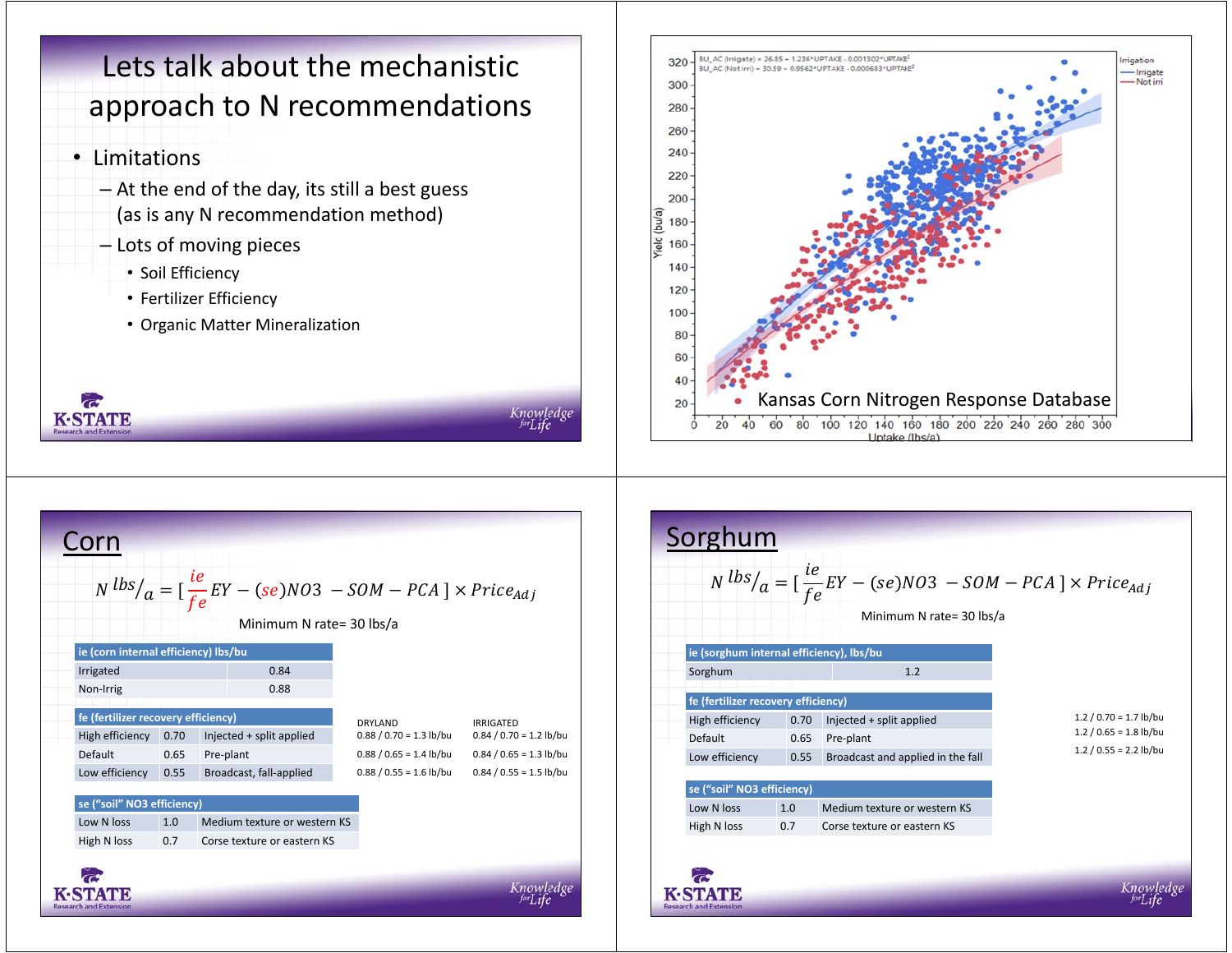# Lets talk about the mechanistic approach to N recommendations

- Limitations
  - At the end of the day, its still a best guess (as is any N recommendation method)
  - Lots of moving pieces
    - Soil Efficiency
    - Fertilizer Efficiency
    - Organic Matter Mineralization

---

BU_AC (Irrigate) = 26.85 + 1.236*UPTAKE - 0.001302*UPTAKE²
BU_AC (Not irri) = 30.59 + 0.9562*UPTAKE - 0.000683*UPTAKE²

Irrigation: Irrigate, Not irri

Yield (bu/a) vs. Uptake (lbs/a)

Kansas Corn Nitrogen Response Database

---

## Corn

$$N\ {}^{lbs}/_{a} = [\frac{ie}{fe}EY - (se)NO3\ - SOM - PCA\ ] \times Price_{Adj}$$

Minimum N rate= 30 lbs/a

| ie (corn internal efficiency) lbs/bu | |
|---|---|
| Irrigated | 0.84 |
| Non-Irrig | 0.88 |

| fe (fertilizer recovery efficiency) | | | DRYLAND | IRRIGATED |
|---|---|---|---|---|
| High efficiency | 0.70 | Injected + split applied | 0.88 / 0.70 = 1.3 lb/bu | 0.84 / 0.70 = 1.2 lb/bu |
| Default | 0.65 | Pre-plant | 0.88 / 0.65 = 1.4 lb/bu | 0.84 / 0.65 = 1.3 lb/bu |
| Low efficiency | 0.55 | Broadcast, fall-applied | 0.88 / 0.55 = 1.6 lb/bu | 0.84 / 0.55 = 1.5 lb/bu |

| se ("soil" NO3 efficiency) | | |
|---|---|---|
| Low N loss | 1.0 | Medium texture or western KS |
| High N loss | 0.7 | Corse texture or eastern KS |

---

## Sorghum

$$N\ {}^{lbs}/_{a} = [\frac{ie}{fe}EY - (se)NO3\ - SOM - PCA\ ] \times Price_{Adj}$$

Minimum N rate= 30 lbs/a

| ie (sorghum internal efficiency), lbs/bu | |
|---|---|
| Sorghum | 1.2 |

| fe (fertilizer recovery efficiency) | | | |
|---|---|---|---|
| High efficiency | 0.70 | Injected + split applied | 1.2 / 0.70 = 1.7 lb/bu |
| Default | 0.65 | Pre-plant | 1.2 / 0.65 = 1.8 lb/bu |
| Low efficiency | 0.55 | Broadcast and applied in the fall | 1.2 / 0.55 = 2.2 lb/bu |

| se ("soil" NO3 efficiency) | | |
|---|---|---|
| Low N loss | 1.0 | Medium texture or western KS |
| High N loss | 0.7 | Corse texture or eastern KS |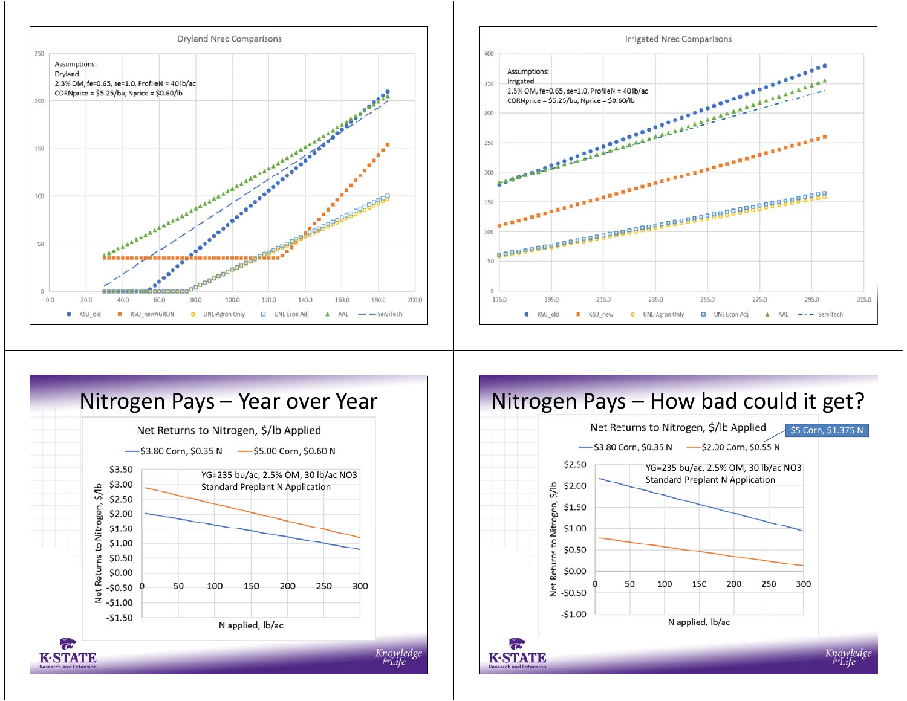## Dryland Nrec Comparisons

Assumptions:
Dryland
2.3% OM, fe=0.65, se=1.0, ProfileN = 40 lb/ac
CORNprice = $5.25/bu, Nprice = $0.60/lb

Legend: KSU_old, KSU_newAGRON, UNL-Agron Only, UNL Econ Adj, AAL, ServiTech

## Irrigated Nrec Comparisons

Assumptions:
Irrigated
2.5% OM, fe=0.65, se=1.0, ProfileN = 40 lb/ac
CORNprice = $5.25/bu, Nprice = $0.60/lb

Legend: KSU_old, KSU_new, UNL-Agron Only, UNL Econ Adj, AAL, ServiTech

# Nitrogen Pays – Year over Year

Net Returns to Nitrogen, $/lb Applied

Legend: $3.80 Corn, $0.35 N; $5.00 Corn, $0.60 N

YG=235 bu/ac, 2.5% OM, 30 lb/ac NO3
Standard Preplant N Application

Y-axis: Net Returns to Nitrogen, $/lb
X-axis: N applied, lb/ac

K-STATE Research and Extension — Knowledge for Life

# Nitrogen Pays – How bad could it get?

Net Returns to Nitrogen, $/lb Applied

$5 Corn, $1.375 N

Legend: $3.80 Corn, $0.35 N; $2.00 Corn, $0.55 N

YG=235 bu/ac, 2.5% OM, 30 lb/ac NO3
Standard Preplant N Application

Y-axis: Net Returns to Nitrogen, $/lb
X-axis: N applied, lb/ac

K-STATE Research and Extension — Knowledge for Life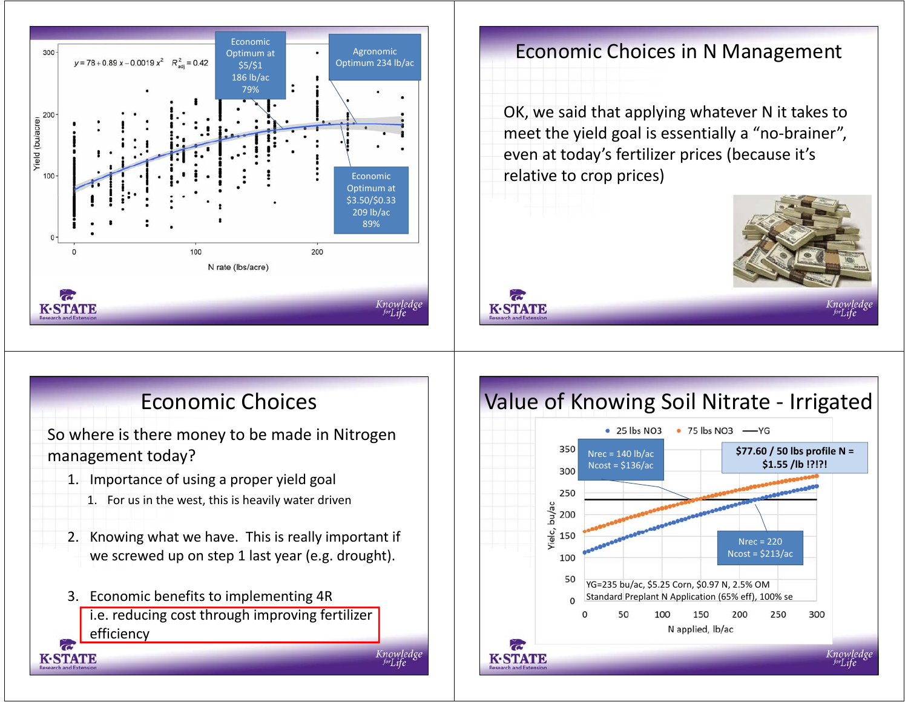$y = 78 + 0.89x - 0.0019x^2 \quad R^2_{adj} = 0.42$

Economic Optimum at $5/$1 186 lb/ac 79%

Agronomic Optimum 234 lb/ac

Economic Optimum at $3.50/$0.33 209 lb/ac 89%

Yield (bu/acre)

N rate (lbs/acre)

# Economic Choices in N Management

OK, we said that applying whatever N it takes to meet the yield goal is essentially a "no-brainer", even at today's fertilizer prices (because it's relative to crop prices)

# Economic Choices

So where is there money to be made in Nitrogen management today?

1. Importance of using a proper yield goal
   1. For us in the west, this is heavily water driven
2. Knowing what we have. This is really important if we screwed up on step 1 last year (e.g. drought).
3. Economic benefits to implementing 4R i.e. reducing cost through improving fertilizer efficiency

# Value of Knowing Soil Nitrate - Irrigated

25 lbs NO3 · 75 lbs NO3 · YG

Nrec = 140 lb/ac
Ncost = $136/ac

**$77.60 / 50 lbs profile N = $1.55 /lb !?!?!**

Nrec = 220
Ncost = $213/ac

YG=235 bu/ac, $5.25 Corn, $0.97 N, 2.5% OM
Standard Preplant N Application (65% eff), 100% se

Yielc, bu/ac

N applied, lb/ac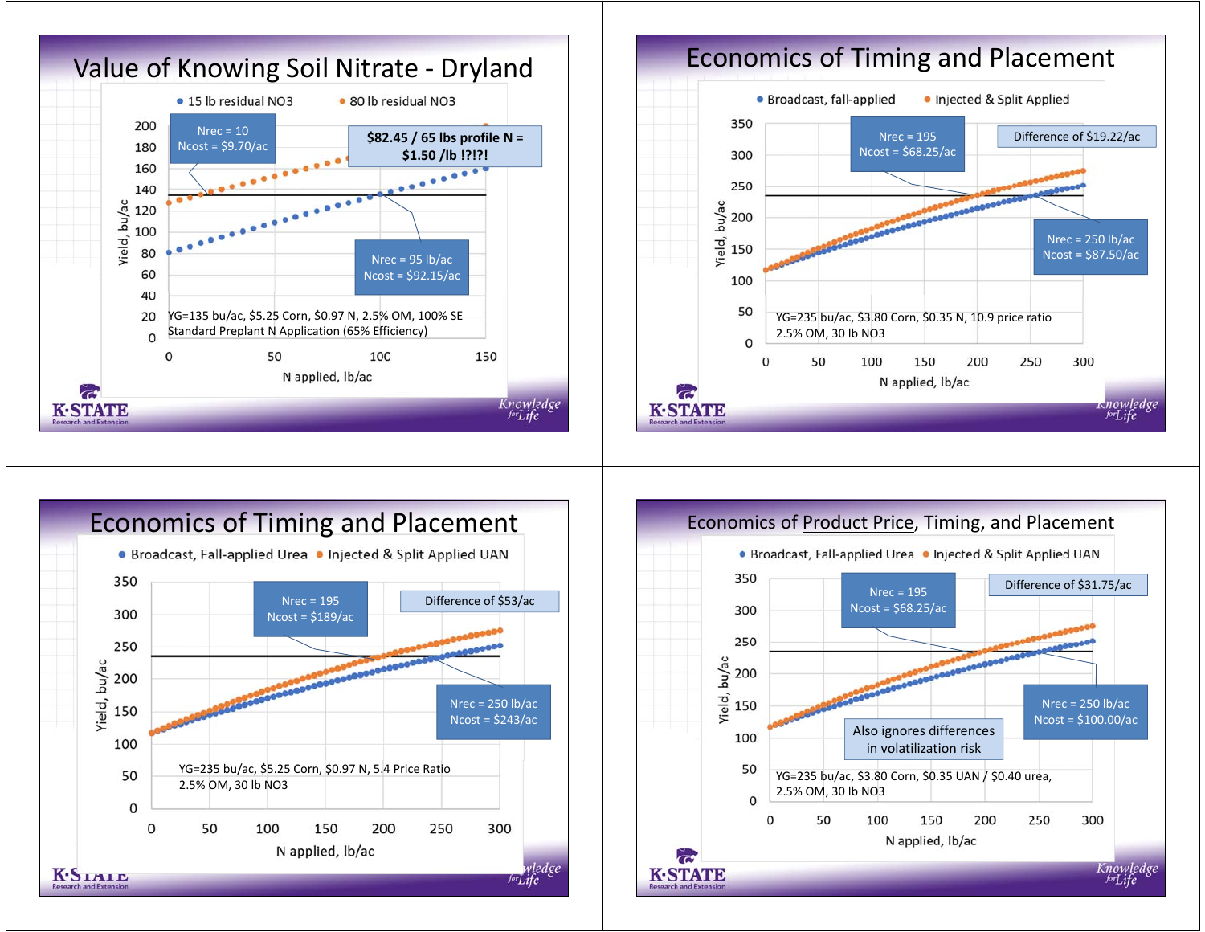## Value of Knowing Soil Nitrate - Dryland

- 15 lb residual NO3
- 80 lb residual NO3

Nrec = 10
Ncost = $9.70/ac

**$82.45 / 65 lbs profile N = $1.50 /lb !?!?!**

Nrec = 95 lb/ac
Ncost = $92.15/ac

YG=135 bu/ac, $5.25 Corn, $0.97 N, 2.5% OM, 100% SE
Standard Preplant N Application (65% Efficiency)

Yield, bu/ac — N applied, lb/ac

## Economics of Timing and Placement

- Broadcast, fall-applied
- Injected & Split Applied

Nrec = 195
Ncost = $68.25/ac

Difference of $19.22/ac

Nrec = 250 lb/ac
Ncost = $87.50/ac

YG=235 bu/ac, $3.80 Corn, $0.35 N, 10.9 price ratio
2.5% OM, 30 lb NO3

Yield, bu/ac — N applied, lb/ac

## Economics of Timing and Placement

- Broadcast, Fall-applied Urea
- Injected & Split Applied UAN

Nrec = 195
Ncost = $189/ac

Difference of $53/ac

Nrec = 250 lb/ac
Ncost = $243/ac

YG=235 bu/ac, $5.25 Corn, $0.97 N, 5.4 Price Ratio
2.5% OM, 30 lb NO3

Yield, bu/ac — N applied, lb/ac

## Economics of Product Price, Timing, and Placement

- Broadcast, Fall-applied Urea
- Injected & Split Applied UAN

Nrec = 195
Ncost = $68.25/ac

Difference of $31.75/ac

Nrec = 250 lb/ac
Ncost = $100.00/ac

Also ignores differences in volatilization risk

YG=235 bu/ac, $3.80 Corn, $0.35 UAN / $0.40 urea,
2.5% OM, 30 lb NO3

Yield, bu/ac — N applied, lb/ac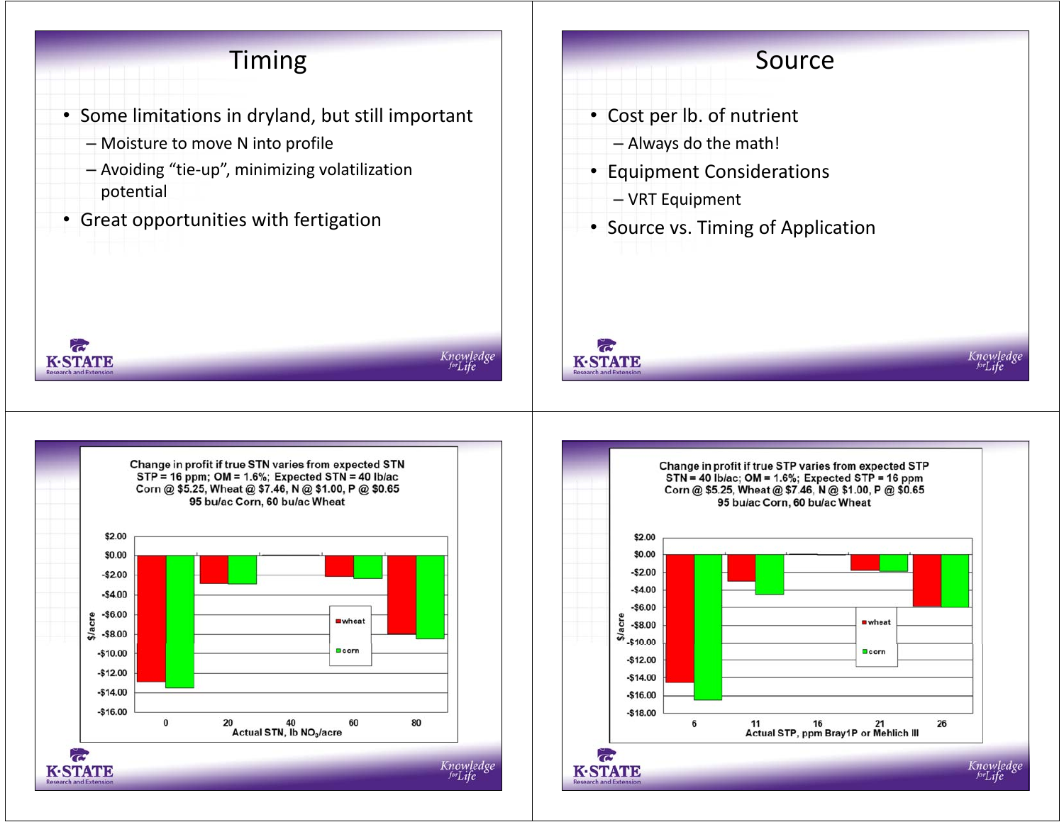## Timing

- Some limitations in dryland, but still important
  - Moisture to move N into profile
  - Avoiding "tie-up", minimizing volatilization potential
- Great opportunities with fertigation

## Source

- Cost per lb. of nutrient
  - Always do the math!
- Equipment Considerations
  - VRT Equipment
- Source vs. Timing of Application

**Change in profit if true STN varies from expected STN**
STP = 16 ppm; OM = 1.6%; Expected STN = 40 lb/ac
Corn @ $5.25, Wheat @ $7.46, N @ $1.00, P @ $0.65
95 bu/ac Corn, 60 bu/ac Wheat

Y-axis: $/acre ($2.00 to -$16.00); X-axis: Actual STN, lb $NO_3$/acre (0, 20, 40, 60, 80); Legend: wheat, corn

**Change in profit if true STP varies from expected STP**
STN = 40 lb/ac; OM = 1.6%; Expected STP = 16 ppm
Corn @ $5.25, Wheat @ $7.46, N @ $1.00, P @ $0.65
95 bu/ac Corn, 60 bu/ac Wheat

Y-axis: $/acre ($2.00 to -$18.00); X-axis: Actual STP, ppm Bray1P or Mehlich III (6, 11, 16, 21, 26); Legend: wheat, corn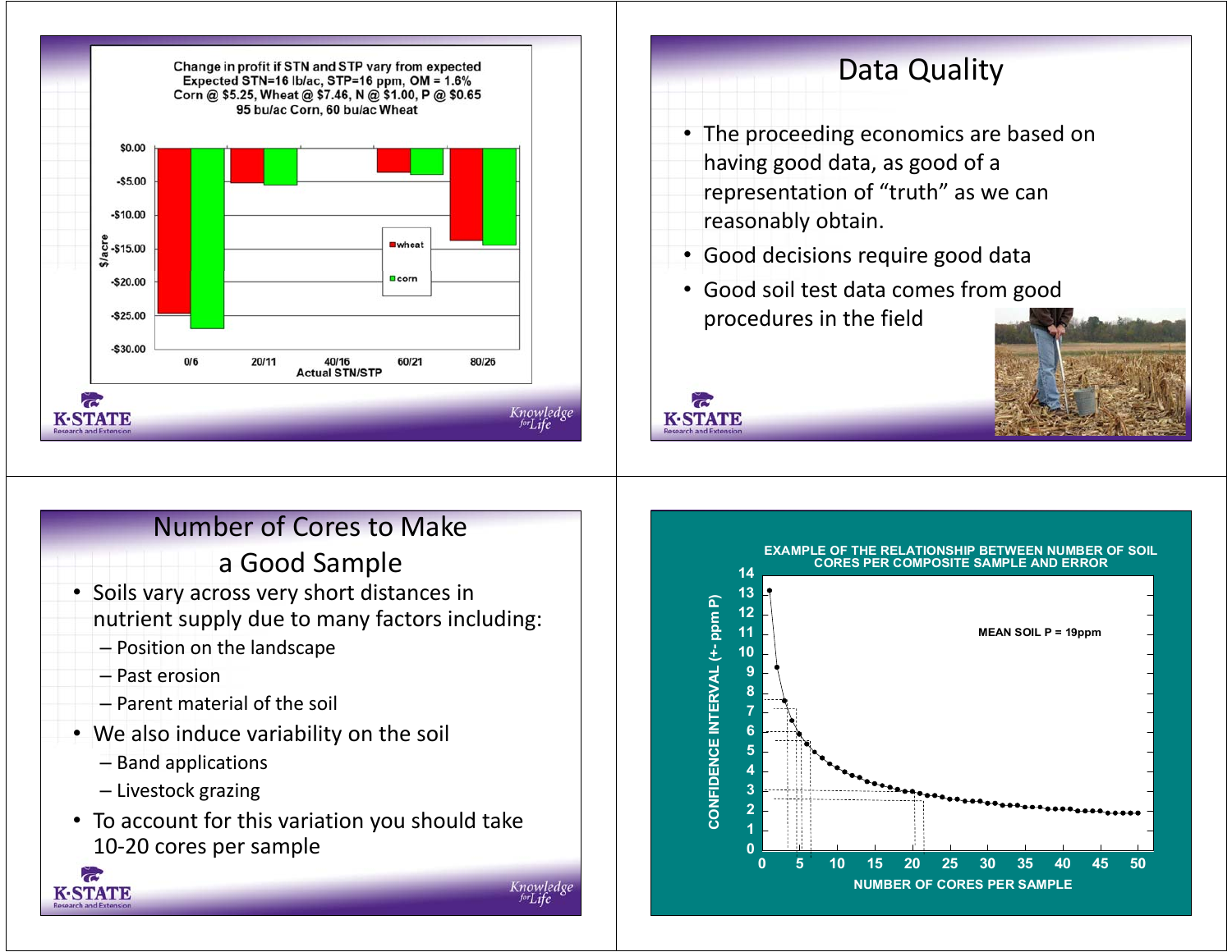Change in profit if STN and STP vary from expected
Expected STN=16 lb/ac, STP=16 ppm, OM = 1.6%
Corn @ $5.25, Wheat @ $7.46, N @ $1.00, P @ $0.65
95 bu/ac Corn, 60 bu/ac Wheat

## Data Quality

- The proceeding economics are based on having good data, as good of a representation of "truth" as we can reasonably obtain.
- Good decisions require good data
- Good soil test data comes from good procedures in the field

## Number of Cores to Make a Good Sample

- Soils vary across very short distances in nutrient supply due to many factors including:
  - Position on the landscape
  - Past erosion
  - Parent material of the soil
- We also induce variability on the soil
  - Band applications
  - Livestock grazing
- To account for this variation you should take 10-20 cores per sample

EXAMPLE OF THE RELATIONSHIP BETWEEN NUMBER OF SOIL CORES PER COMPOSITE SAMPLE AND ERROR

MEAN SOIL P = 19ppm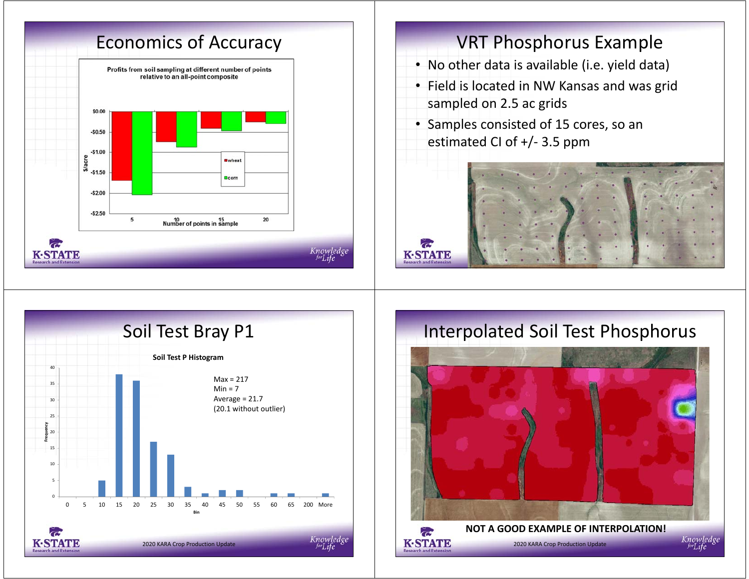## Economics of Accuracy

**Profits from soil sampling at different number of points relative to an all-point composite**

| Number of points in sample | wheat ($/acre) | corn ($/acre) |
|---|---|---|
| 5 | -1.68 | -2.03 |
| 10 | -0.75 | -0.87 |
| 15 | -0.42 | -0.48 |
| 20 | -0.26 | -0.30 |

## VRT Phosphorus Example

- No other data is available (i.e. yield data)
- Field is located in NW Kansas and was grid sampled on 2.5 ac grids
- Samples consisted of 15 cores, so an estimated CI of +/- 3.5 ppm

## Soil Test Bray P1

**Soil Test P Histogram**

| Bin | 0 | 5 | 10 | 15 | 20 | 25 | 30 | 35 | 40 | 45 | 50 | 55 | 60 | 65 | 200 | More |
|---|---|---|---|---|---|---|---|---|---|---|---|---|---|---|---|---|
| Frequency | 0 | 0 | 5 | 38 | 36 | 17 | 13 | 3 | 1 | 2 | 2 | 0 | 1 | 1 | 0 | 1 |

Max = 217
Min = 7
Average = 21.7
(20.1 without outlier)

## Interpolated Soil Test Phosphorus

**NOT A GOOD EXAMPLE OF INTERPOLATION!**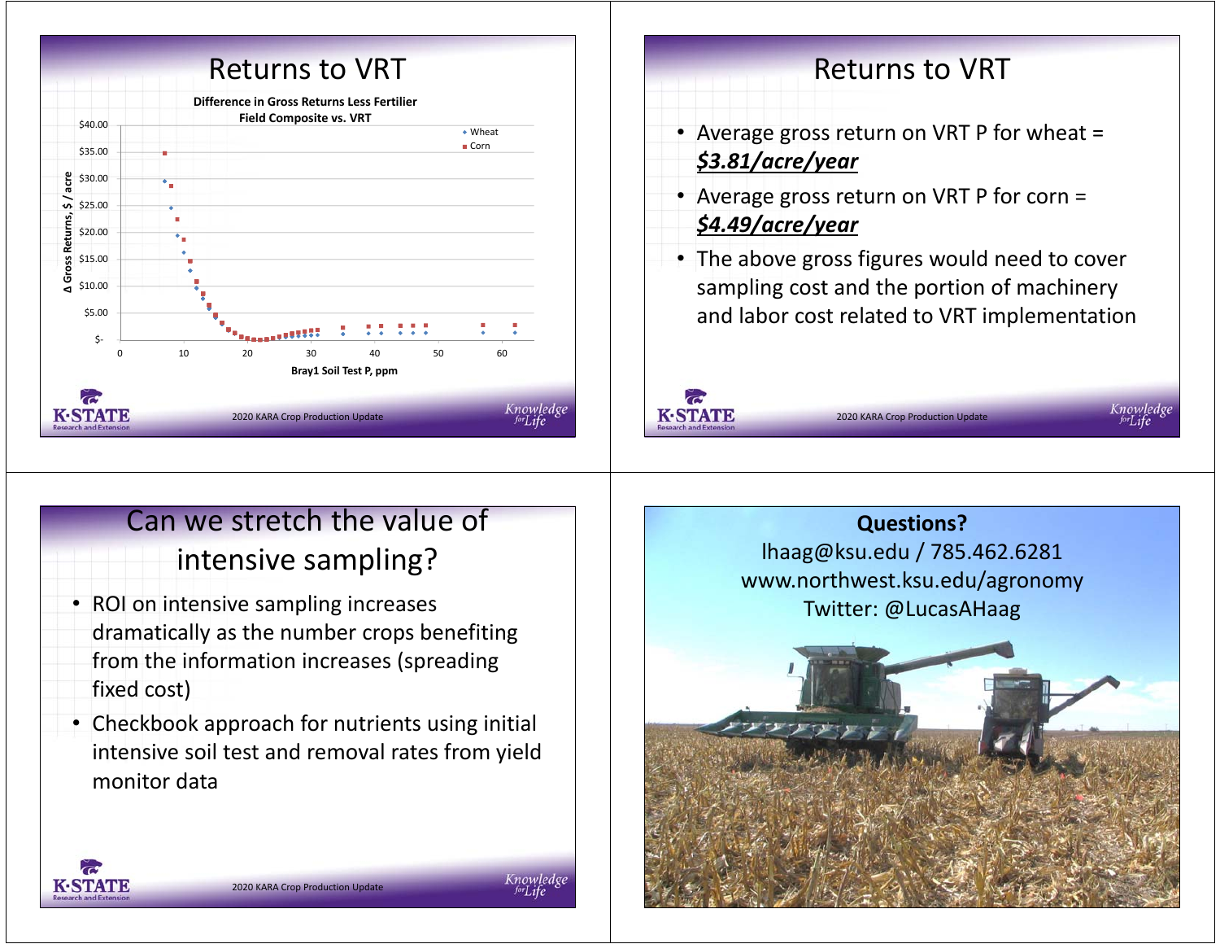## Returns to VRT

Difference in Gross Returns Less Fertilier

Field Composite vs. VRT

Δ Gross Returns, $ / acre

$40.00
$35.00
$30.00
$25.00
$20.00
$15.00
$10.00
$5.00
$-

0 10 20 30 40 50 60

Bray1 Soil Test P, ppm

Wheat
Corn

2020 KARA Crop Production Update

## Returns to VRT

- Average gross return on VRT P for wheat = ***$3.81/acre/year***
- Average gross return on VRT P for corn = ***$4.49/acre/year***
- The above gross figures would need to cover sampling cost and the portion of machinery and labor cost related to VRT implementation

2020 KARA Crop Production Update

## Can we stretch the value of intensive sampling?

- ROI on intensive sampling increases dramatically as the number crops benefiting from the information increases (spreading fixed cost)
- Checkbook approach for nutrients using initial intensive soil test and removal rates from yield monitor data

2020 KARA Crop Production Update

## Questions?

lhaag@ksu.edu / 785.462.6281

www.northwest.ksu.edu/agronomy

Twitter: @LucasAHaag